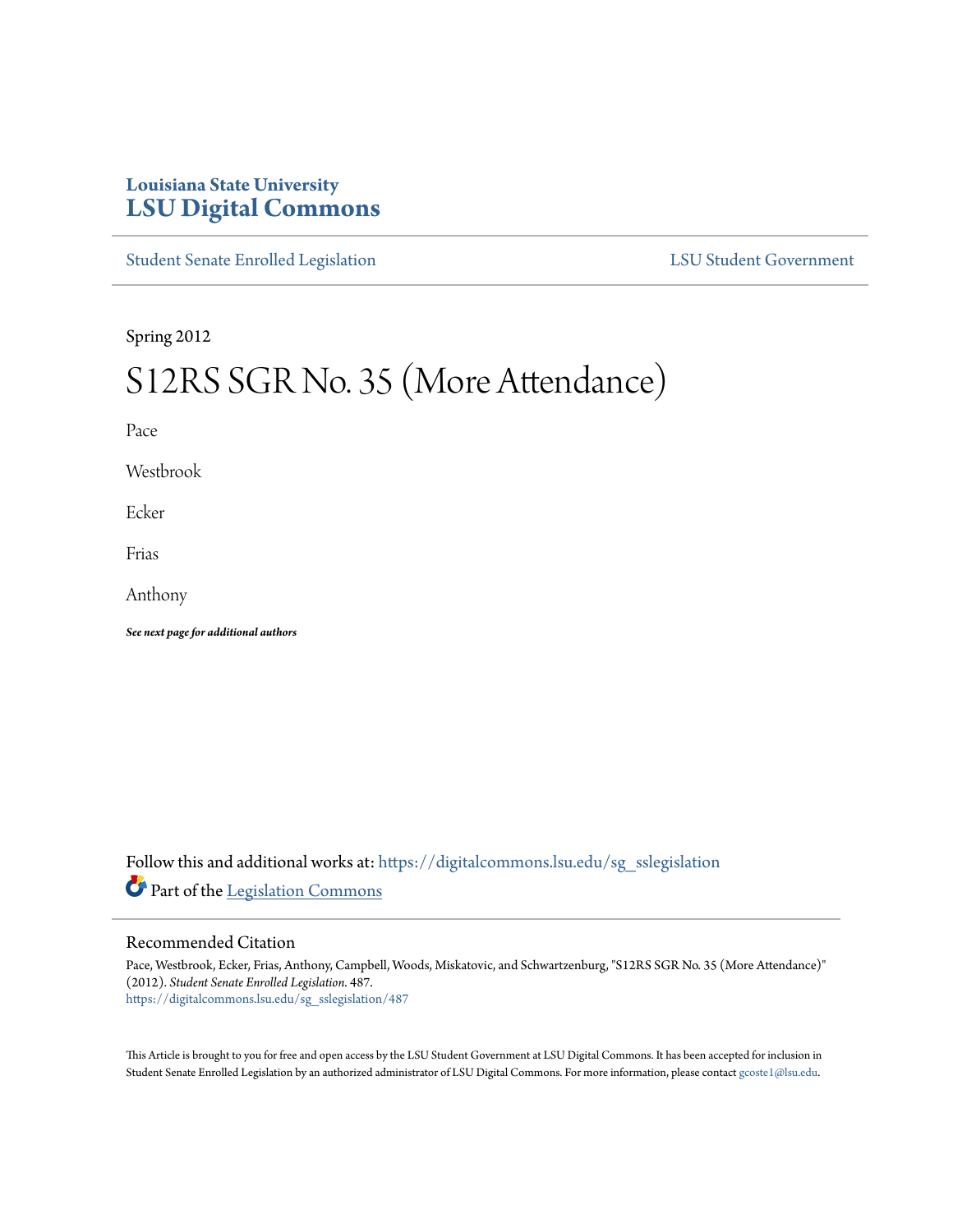Louisiana State University

# LSU Digital Commons

Student Senate Enrolled Legislation

LSU Student Government

Spring 2012

# S12RS SGR No. 35 (More Attendance)

Pace

Westbrook

Ecker

Frias

Anthony

***See next page for additional authors***

Follow this and additional works at: https://digitalcommons.lsu.edu/sg_sslegislation

Part of the Legislation Commons

## Recommended Citation

Pace, Westbrook, Ecker, Frias, Anthony, Campbell, Woods, Miskatovic, and Schwartzenburg, "S12RS SGR No. 35 (More Attendance)" (2012). *Student Senate Enrolled Legislation*. 487.
https://digitalcommons.lsu.edu/sg_sslegislation/487

This Article is brought to you for free and open access by the LSU Student Government at LSU Digital Commons. It has been accepted for inclusion in Student Senate Enrolled Legislation by an authorized administrator of LSU Digital Commons. For more information, please contact gcoste1@lsu.edu.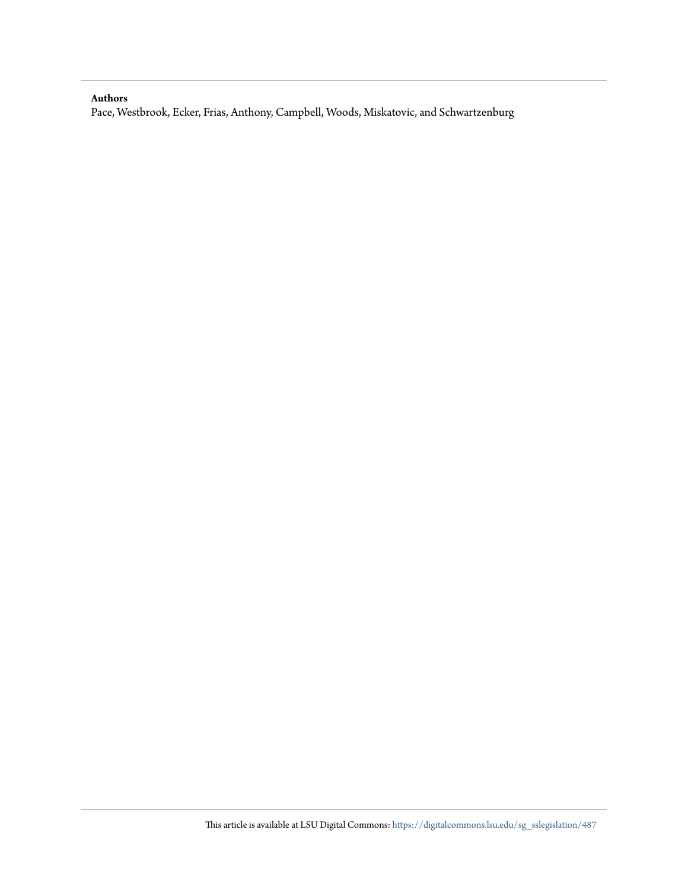**Authors**

Pace, Westbrook, Ecker, Frias, Anthony, Campbell, Woods, Miskatovic, and Schwartzenburg

This article is available at LSU Digital Commons: https://digitalcommons.lsu.edu/sg_sslegislation/487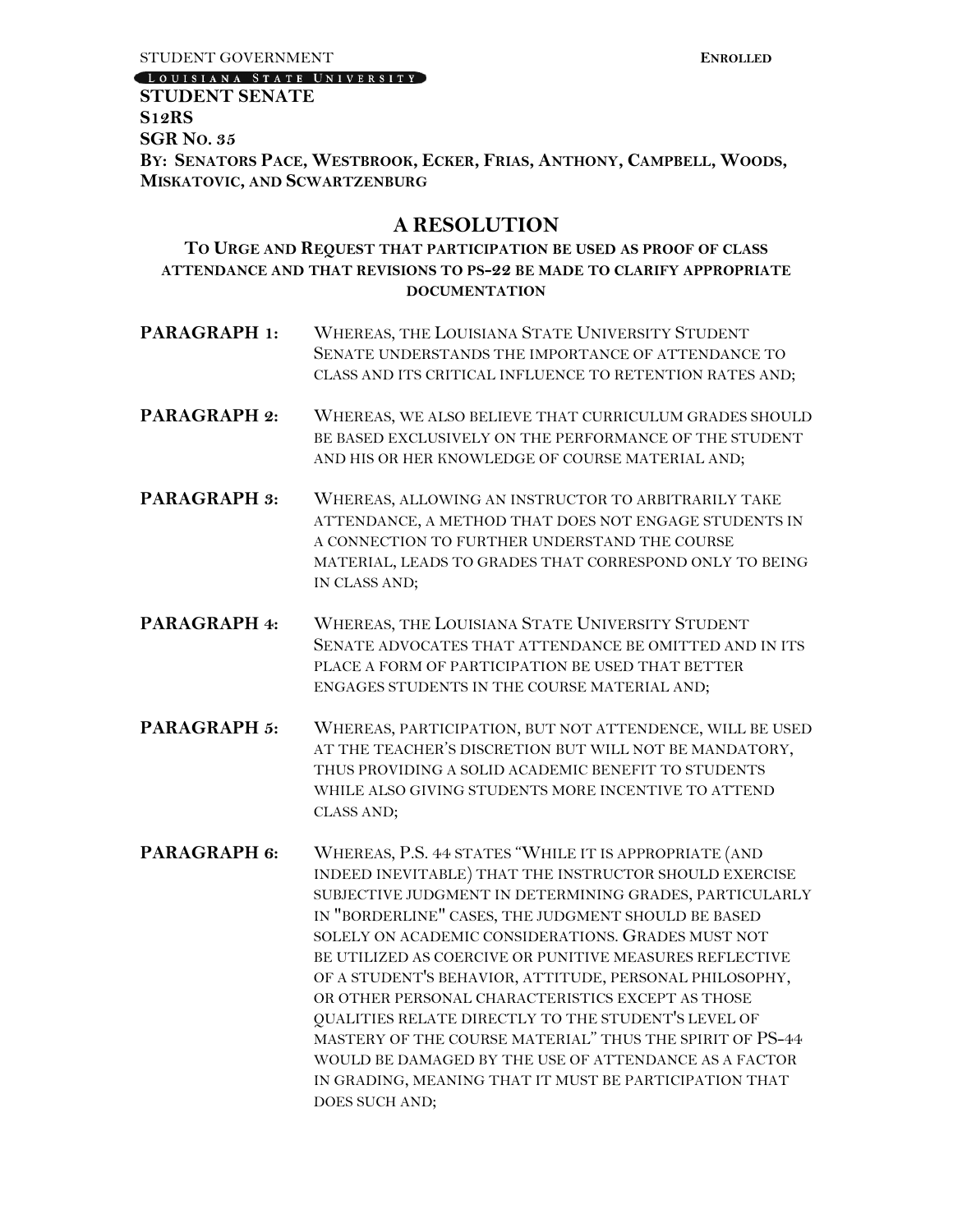STUDENT GOVERNMENT **ENROLLED**

LOUISIANA STATE UNIVERSITY

**STUDENT SENATE**
**S12RS**
**SGR NO. 35**
**BY: SENATORS PACE, WESTBROOK, ECKER, FRIAS, ANTHONY, CAMPBELL, WOODS, MISKATOVIC, AND SCWARTZENBURG**

## A RESOLUTION

### TO URGE AND REQUEST THAT PARTICIPATION BE USED AS PROOF OF CLASS ATTENDANCE AND THAT REVISIONS TO PS-22 BE MADE TO CLARIFY APPROPRIATE DOCUMENTATION

**PARAGRAPH 1:** WHEREAS, THE LOUISIANA STATE UNIVERSITY STUDENT SENATE UNDERSTANDS THE IMPORTANCE OF ATTENDANCE TO CLASS AND ITS CRITICAL INFLUENCE TO RETENTION RATES AND;

**PARAGRAPH 2:** WHEREAS, WE ALSO BELIEVE THAT CURRICULUM GRADES SHOULD BE BASED EXCLUSIVELY ON THE PERFORMANCE OF THE STUDENT AND HIS OR HER KNOWLEDGE OF COURSE MATERIAL AND;

**PARAGRAPH 3:** WHEREAS, ALLOWING AN INSTRUCTOR TO ARBITRARILY TAKE ATTENDANCE, A METHOD THAT DOES NOT ENGAGE STUDENTS IN A CONNECTION TO FURTHER UNDERSTAND THE COURSE MATERIAL, LEADS TO GRADES THAT CORRESPOND ONLY TO BEING IN CLASS AND;

**PARAGRAPH 4:** WHEREAS, THE LOUISIANA STATE UNIVERSITY STUDENT SENATE ADVOCATES THAT ATTENDANCE BE OMITTED AND IN ITS PLACE A FORM OF PARTICIPATION BE USED THAT BETTER ENGAGES STUDENTS IN THE COURSE MATERIAL AND;

**PARAGRAPH 5:** WHEREAS, PARTICIPATION, BUT NOT ATTENDENCE, WILL BE USED AT THE TEACHER'S DISCRETION BUT WILL NOT BE MANDATORY, THUS PROVIDING A SOLID ACADEMIC BENEFIT TO STUDENTS WHILE ALSO GIVING STUDENTS MORE INCENTIVE TO ATTEND CLASS AND;

**PARAGRAPH 6:** WHEREAS, P.S. 44 STATES "WHILE IT IS APPROPRIATE (AND INDEED INEVITABLE) THAT THE INSTRUCTOR SHOULD EXERCISE SUBJECTIVE JUDGMENT IN DETERMINING GRADES, PARTICULARLY IN "BORDERLINE" CASES, THE JUDGMENT SHOULD BE BASED SOLELY ON ACADEMIC CONSIDERATIONS. GRADES MUST NOT BE UTILIZED AS COERCIVE OR PUNITIVE MEASURES REFLECTIVE OF A STUDENT'S BEHAVIOR, ATTITUDE, PERSONAL PHILOSOPHY, OR OTHER PERSONAL CHARACTERISTICS EXCEPT AS THOSE QUALITIES RELATE DIRECTLY TO THE STUDENT'S LEVEL OF MASTERY OF THE COURSE MATERIAL" THUS THE SPIRIT OF PS-44 WOULD BE DAMAGED BY THE USE OF ATTENDANCE AS A FACTOR IN GRADING, MEANING THAT IT MUST BE PARTICIPATION THAT DOES SUCH AND;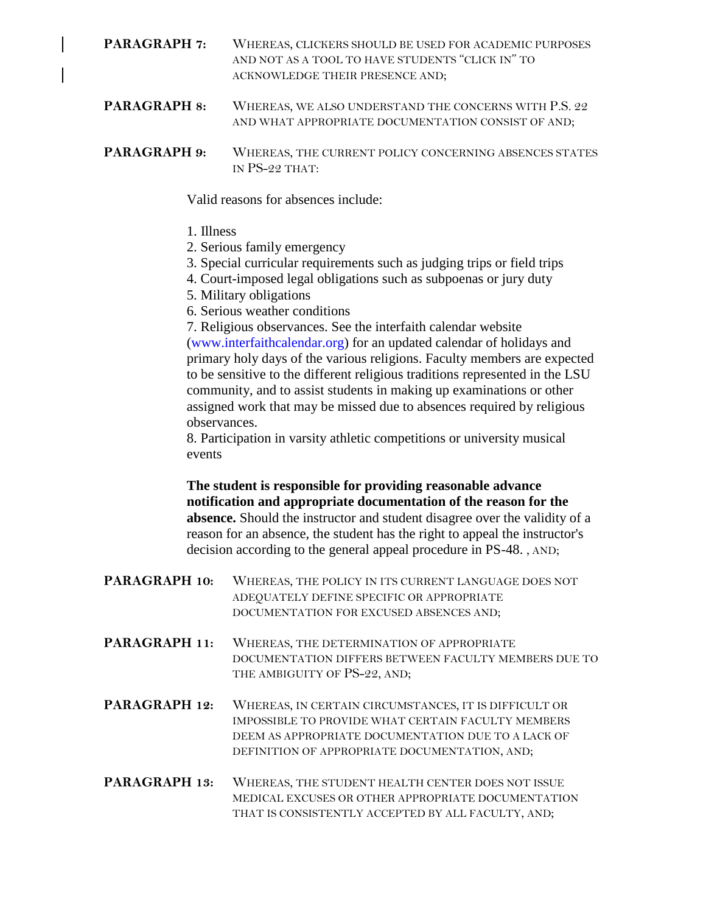**PARAGRAPH 7:** WHEREAS, CLICKERS SHOULD BE USED FOR ACADEMIC PURPOSES AND NOT AS A TOOL TO HAVE STUDENTS "CLICK IN" TO ACKNOWLEDGE THEIR PRESENCE AND;

**PARAGRAPH 8:** WHEREAS, WE ALSO UNDERSTAND THE CONCERNS WITH P.S. 22 AND WHAT APPROPRIATE DOCUMENTATION CONSIST OF AND;

**PARAGRAPH 9:** WHEREAS, THE CURRENT POLICY CONCERNING ABSENCES STATES IN PS-22 THAT:

Valid reasons for absences include:

1. Illness
2. Serious family emergency
3. Special curricular requirements such as judging trips or field trips
4. Court-imposed legal obligations such as subpoenas or jury duty
5. Military obligations
6. Serious weather conditions
7. Religious observances. See the interfaith calendar website (www.interfaithcalendar.org) for an updated calendar of holidays and primary holy days of the various religions. Faculty members are expected to be sensitive to the different religious traditions represented in the LSU community, and to assist students in making up examinations or other assigned work that may be missed due to absences required by religious observances.
8. Participation in varsity athletic competitions or university musical events

**The student is responsible for providing reasonable advance notification and appropriate documentation of the reason for the absence.** Should the instructor and student disagree over the validity of a reason for an absence, the student has the right to appeal the instructor's decision according to the general appeal procedure in PS-48. , AND;

**PARAGRAPH 10:** WHEREAS, THE POLICY IN ITS CURRENT LANGUAGE DOES NOT ADEQUATELY DEFINE SPECIFIC OR APPROPRIATE DOCUMENTATION FOR EXCUSED ABSENCES AND;

**PARAGRAPH 11:** WHEREAS, THE DETERMINATION OF APPROPRIATE DOCUMENTATION DIFFERS BETWEEN FACULTY MEMBERS DUE TO THE AMBIGUITY OF PS-22, AND;

**PARAGRAPH 12:** WHEREAS, IN CERTAIN CIRCUMSTANCES, IT IS DIFFICULT OR IMPOSSIBLE TO PROVIDE WHAT CERTAIN FACULTY MEMBERS DEEM AS APPROPRIATE DOCUMENTATION DUE TO A LACK OF DEFINITION OF APPROPRIATE DOCUMENTATION, AND;

**PARAGRAPH 13:** WHEREAS, THE STUDENT HEALTH CENTER DOES NOT ISSUE MEDICAL EXCUSES OR OTHER APPROPRIATE DOCUMENTATION THAT IS CONSISTENTLY ACCEPTED BY ALL FACULTY, AND;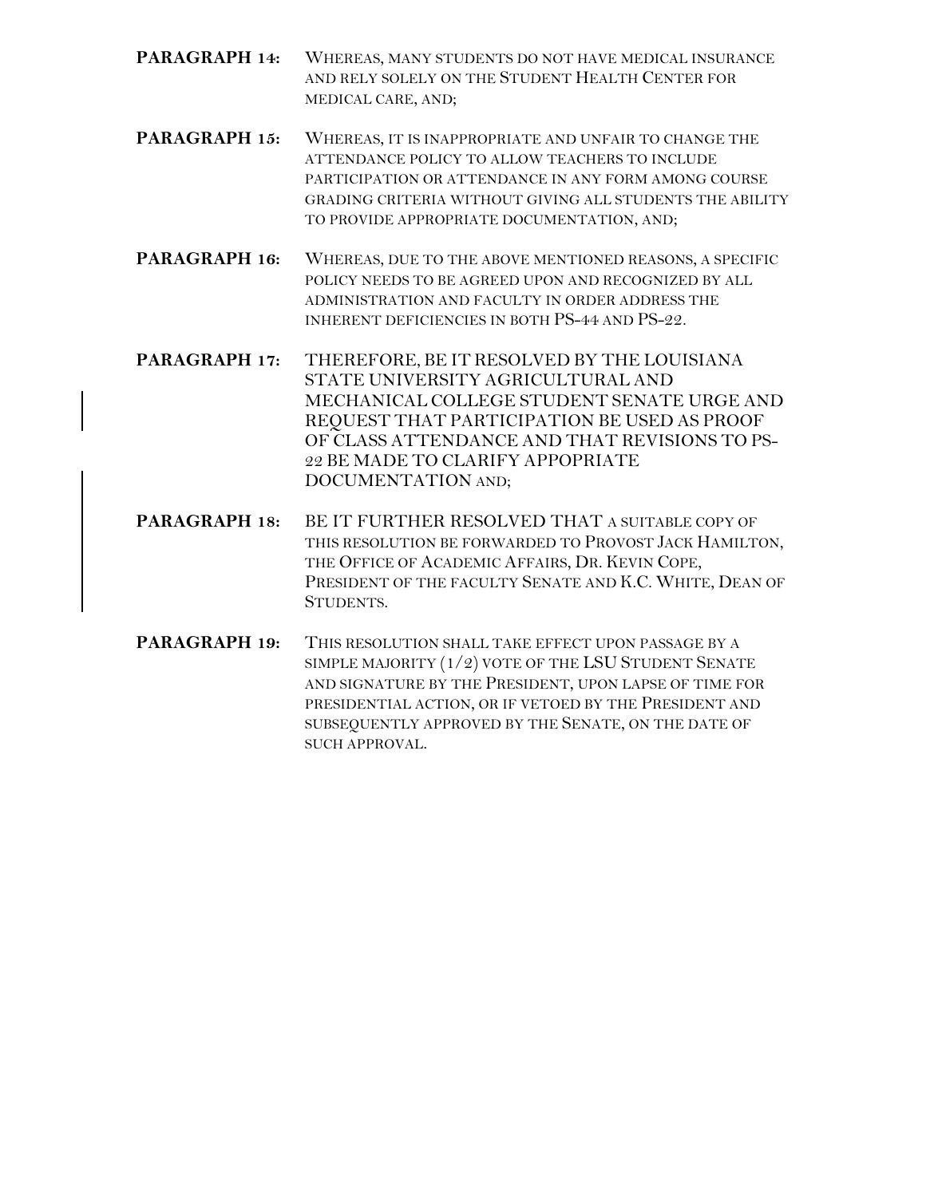**PARAGRAPH 14:** WHEREAS, MANY STUDENTS DO NOT HAVE MEDICAL INSURANCE AND RELY SOLELY ON THE STUDENT HEALTH CENTER FOR MEDICAL CARE, AND;

**PARAGRAPH 15:** WHEREAS, IT IS INAPPROPRIATE AND UNFAIR TO CHANGE THE ATTENDANCE POLICY TO ALLOW TEACHERS TO INCLUDE PARTICIPATION OR ATTENDANCE IN ANY FORM AMONG COURSE GRADING CRITERIA WITHOUT GIVING ALL STUDENTS THE ABILITY TO PROVIDE APPROPRIATE DOCUMENTATION, AND;

**PARAGRAPH 16:** WHEREAS, DUE TO THE ABOVE MENTIONED REASONS, A SPECIFIC POLICY NEEDS TO BE AGREED UPON AND RECOGNIZED BY ALL ADMINISTRATION AND FACULTY IN ORDER ADDRESS THE INHERENT DEFICIENCIES IN BOTH PS-44 AND PS-22.

**PARAGRAPH 17:** THEREFORE, BE IT RESOLVED BY THE LOUISIANA STATE UNIVERSITY AGRICULTURAL AND MECHANICAL COLLEGE STUDENT SENATE URGE AND REQUEST THAT PARTICIPATION BE USED AS PROOF OF CLASS ATTENDANCE AND THAT REVISIONS TO PS-22 BE MADE TO CLARIFY APPOPRIATE DOCUMENTATION AND;

**PARAGRAPH 18:** BE IT FURTHER RESOLVED THAT A SUITABLE COPY OF THIS RESOLUTION BE FORWARDED TO PROVOST JACK HAMILTON, THE OFFICE OF ACADEMIC AFFAIRS, DR. KEVIN COPE, PRESIDENT OF THE FACULTY SENATE AND K.C. WHITE, DEAN OF STUDENTS.

**PARAGRAPH 19:** THIS RESOLUTION SHALL TAKE EFFECT UPON PASSAGE BY A SIMPLE MAJORITY (1/2) VOTE OF THE LSU STUDENT SENATE AND SIGNATURE BY THE PRESIDENT, UPON LAPSE OF TIME FOR PRESIDENTIAL ACTION, OR IF VETOED BY THE PRESIDENT AND SUBSEQUENTLY APPROVED BY THE SENATE, ON THE DATE OF SUCH APPROVAL.